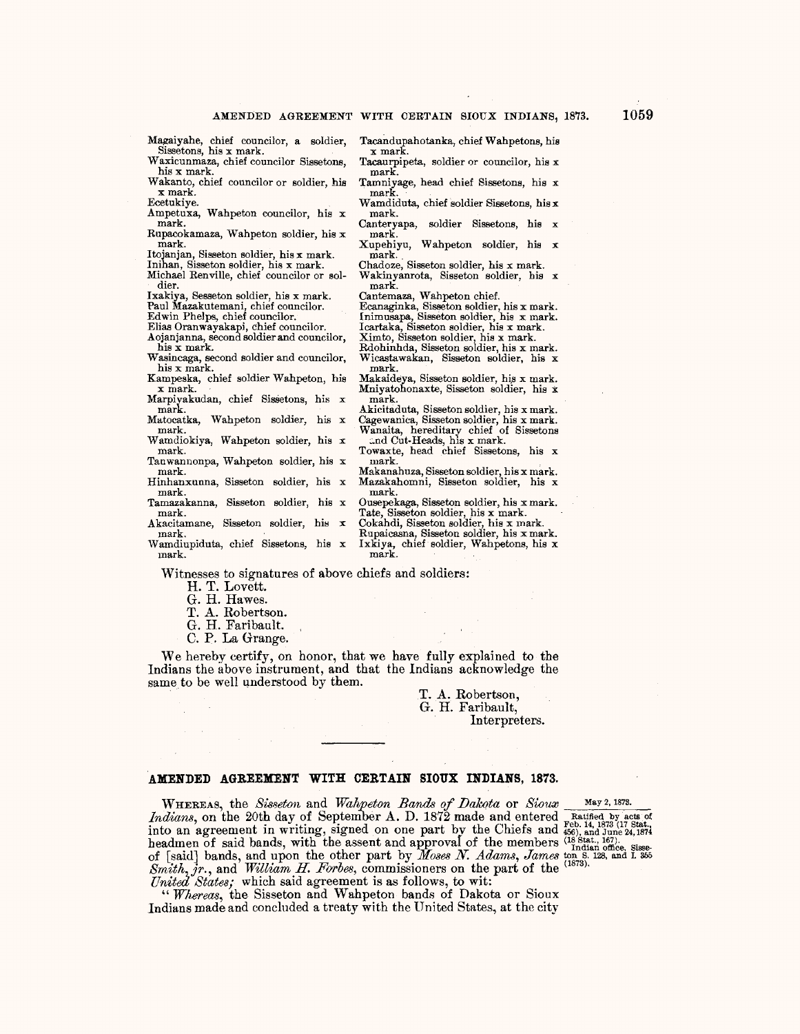Magaiyahe, chief councilor, a soldier, Sissetons, his x mark.
Waxicunmaza, chief councilor Sissetons, his x mark.
Wakanto, chief councilor or soldier, his x mark.
Ecetukiye.
Ampetuxa, Wahpeton councilor, his x mark.
Rupacokamaza, Wahpeton soldier, his x mark.
Itojanjan, Sisseton soldier, his x mark.
Inihan, Sisseton soldier, his x mark.
Michael Renville, chief councilor or soldier.
Ixakiya, Sesseton soldier, his x mark.
Paul Mazakutemani, chief councilor.
Edwin Phelps, chief councilor.
Elias Oranwayakapi, chief councilor.
Aojanjanna, second soldier and councilor, his x mark.
Wasincaga, second soldier and councilor, his x mark.
Kampeska, chief soldier Wahpeton, his x mark.
Marpiyakudan, chief Sissetons, his x mark.
Matocatka, Wahpeton soldier, his x mark.
Wamdiokiya, Wahpeton soldier, his x mark.
Tauwannonpa, Wahpeton soldier, his x mark.
Hinhanxunna, Sisseton soldier, his x mark.
Tamazakanna, Sisseton soldier, his x mark.
Akacitamane, Sisseton soldier, his x mark.
Wamdiupiduta, chief Sissetons, his x mark.
Tacandupahotanka, chief Wahpetons, his x mark.
Tacaurpipeta, soldier or councilor, his x mark.
Tamniyage, head chief Sissetons, his x mark.
Wamdiduta, chief soldier Sissetons, his x mark.
Canteryapa, soldier Sissetons, his x mark.
Xupehiyu, Wahpeton soldier, his x mark.
Chadoze, Sisseton soldier, his x mark.
Wakinyanrota, Sisseton soldier, his x mark.
Cantemaza, Wahpeton chief.
Ecanaginka, Sisseton soldier, his x mark.
Inimusapa, Sisseton soldier, his x mark.
Icartaka, Sisseton soldier, his x mark.
Ximto, Sisseton soldier, his x mark.
Rdohinhda, Sisseton soldier, his x mark.
Wicastawakan, Sisseton soldier, his x mark.
Makaideya, Sisseton soldier, his x mark.
Mniyatohonaxte, Sisseton soldier, his x mark.
Akicitaduta, Sisseton soldier, his x mark.
Cagewanica, Sisseton soldier, his x mark.
Wanaita, hereditary chief of Sissetons and Cut-Heads, his x mark.
Towaxte, head chief Sissetons, his x mark.
Makanahuza, Sisseton soldier, his x mark.
Mazakahomni, Sisseton soldier, his x mark.
Ousepekaga, Sisseton soldier, his x mark.
Tate, Sisseton soldier, his x mark.
Cokahdi, Sisseton soldier, his x mark.
Rupaicasna, Sisseton soldier, his x mark.
Ixkiya, chief soldier, Wahpetons, his x mark.

Witnesses to signatures of above chiefs and soldiers:

H. T. Lovett.
G. H. Hawes.
T. A. Robertson.
G. H. Faribault.
C. P. La Grange.

We hereby certify, on honor, that we have fully explained to the Indians the above instrument, and that the Indians acknowledge the same to be well understood by them.

T. A. Robertson,
G. H. Faribault,
Interpreters.

---

## AMENDED AGREEMENT WITH CERTAIN SIOUX INDIANS, 1873.

May 2, 1873.

Ratified by acts of Feb. 14, 1873 (17 Stat., 456), and June 24, 1874 (18 Stat., 167).
Indian office, Sisseton S. 128, and I. 355 (1873).

WHEREAS, the *Sisseton* and *Wahpeton Bands of Dakota* or *Sioux Indians*, on the 20th day of September A. D. 1872 made and entered into an agreement in writing, signed on one part by the Chiefs and headmen of said bands, with the assent and approval of the members of [said] bands, and upon the other part by *Moses N. Adams*, *James Smith, jr.*, and *William H. Forbes*, commissioners on the part of the *United States;* which said agreement is as follows, to wit:

"*Whereas*, the Sisseton and Wahpeton bands of Dakota or Sioux Indians made and concluded a treaty with the United States, at the city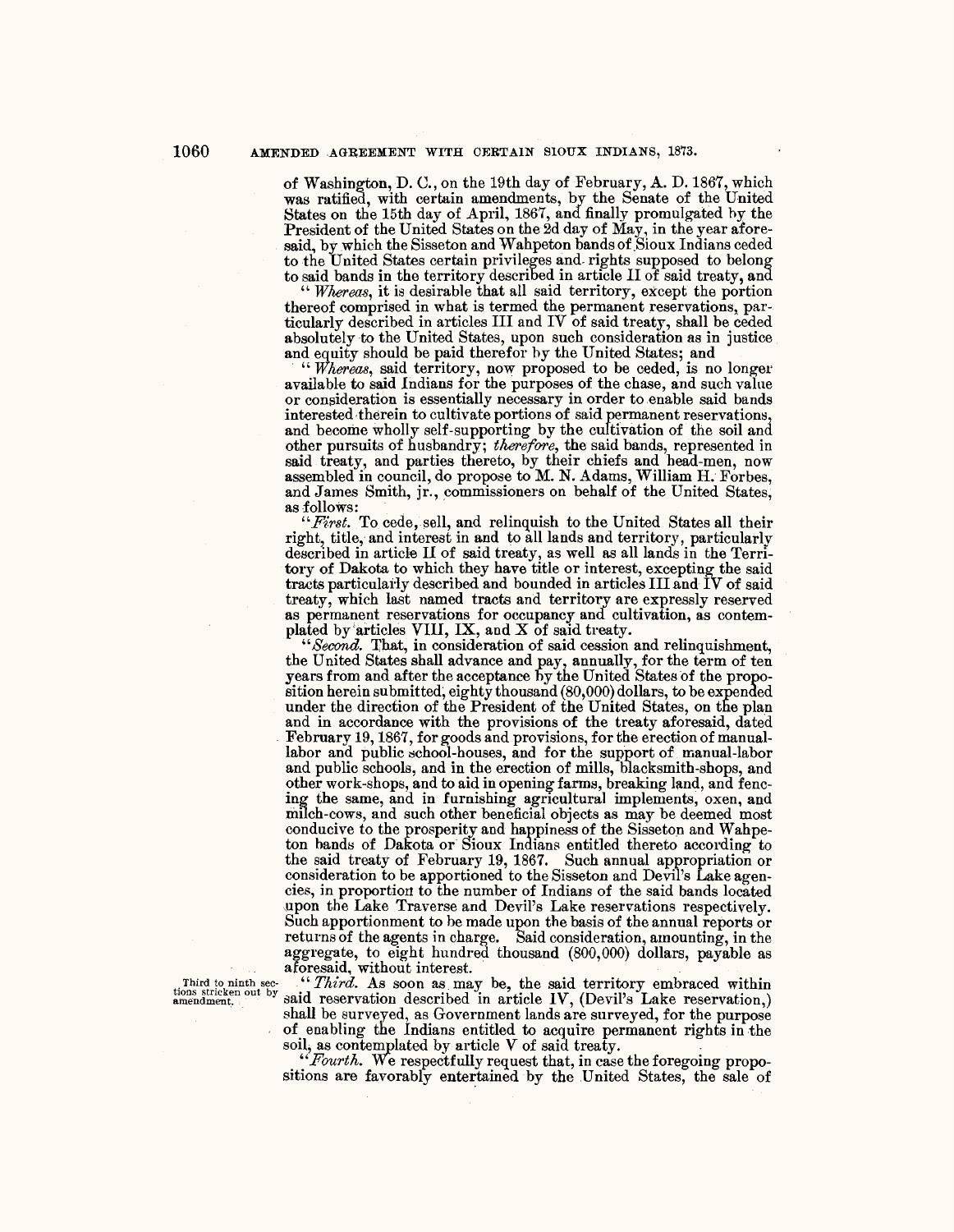of Washington, D. C., on the 19th day of February, A. D. 1867, which was ratified, with certain amendments, by the Senate of the United States on the 15th day of April, 1867, and finally promulgated by the President of the United States on the 2d day of May, in the year aforesaid, by which the Sisseton and Wahpeton bands of Sioux Indians ceded to the United States certain privileges and rights supposed to belong to said bands in the territory described in article II of said treaty, and

"*Whereas*, it is desirable that all said territory, except the portion thereof comprised in what is termed the permanent reservations, particularly described in articles III and IV of said treaty, shall be ceded absolutely to the United States, upon such consideration as in justice and equity should be paid therefor by the United States; and

"*Whereas*, said territory, now proposed to be ceded, is no longer available to said Indians for the purposes of the chase, and such value or consideration is essentially necessary in order to enable said bands interested therein to cultivate portions of said permanent reservations, and become wholly self-supporting by the cultivation of the soil and other pursuits of husbandry; *therefore*, the said bands, represented in said treaty, and parties thereto, by their chiefs and head-men, now assembled in council, do propose to M. N. Adams, William H. Forbes, and James Smith, jr., commissioners on behalf of the United States, as follows:

"*First*. To cede, sell, and relinquish to the United States all their right, title, and interest in and to all lands and territory, particularly described in article II of said treaty, as well as all lands in the Territory of Dakota to which they have title or interest, excepting the said tracts particularly described and bounded in articles III and IV of said treaty, which last named tracts and territory are expressly reserved as permanent reservations for occupancy and cultivation, as contemplated by articles VIII, IX, and X of said treaty.

"*Second*. That, in consideration of said cession and relinquishment, the United States shall advance and pay, annually, for the term of ten years from and after the acceptance by the United States of the proposition herein submitted, eighty thousand (80,000) dollars, to be expended under the direction of the President of the United States, on the plan and in accordance with the provisions of the treaty aforesaid, dated February 19, 1867, for goods and provisions, for the erection of manual-labor and public school-houses, and for the support of manual-labor and public schools, and in the erection of mills, blacksmith-shops, and other work-shops, and to aid in opening farms, breaking land, and fencing the same, and in furnishing agricultural implements, oxen, and milch-cows, and such other beneficial objects as may be deemed most conducive to the prosperity and happiness of the Sisseton and Wahpeton bands of Dakota or Sioux Indians entitled thereto according to the said treaty of February 19, 1867. Such annual appropriation or consideration to be apportioned to the Sisseton and Devil's Lake agencies, in proportion to the number of Indians of the said bands located upon the Lake Traverse and Devil's Lake reservations respectively. Such apportionment to be made upon the basis of the annual reports or returns of the agents in charge. Said consideration, amounting, in the aggregate, to eight hundred thousand (800,000) dollars, payable as aforesaid, without interest.

Third to ninth sections stricken out by amendment.

"*Third*. As soon as may be, the said territory embraced within said reservation described in article IV, (Devil's Lake reservation,) shall be surveyed, as Government lands are surveyed, for the purpose of enabling the Indians entitled to acquire permanent rights in the soil, as contemplated by article V of said treaty.

"*Fourth*. We respectfully request that, in case the foregoing propositions are favorably entertained by the United States, the sale of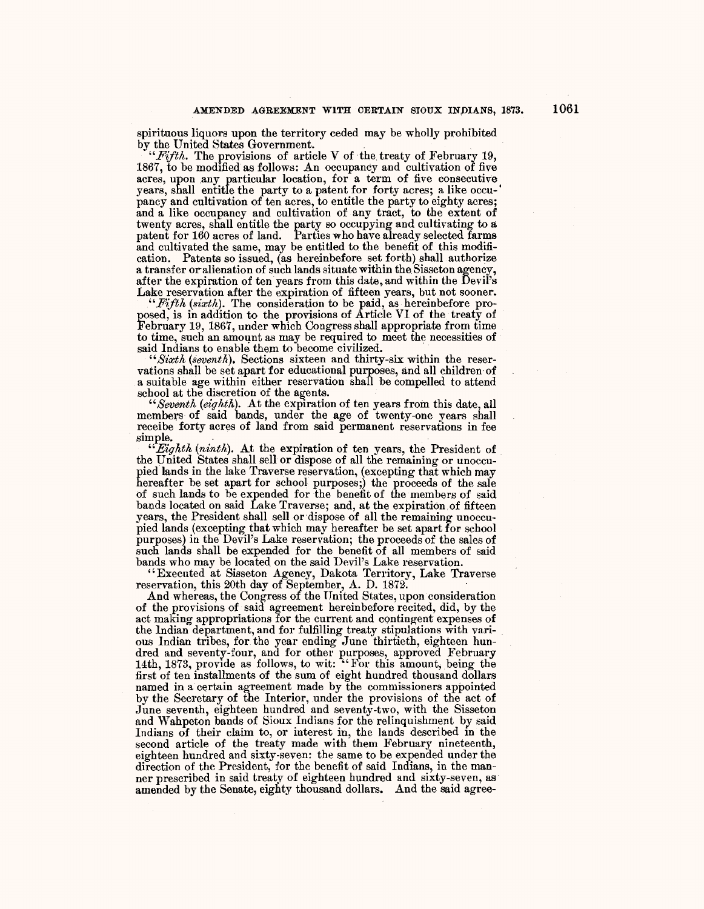spirituous liquors upon the territory ceded may be wholly prohibited by the United States Government.

"*Fifth.* The provisions of article V of the treaty of February 19, 1867, to be modified as follows: An occupancy and cultivation of five acres, upon any particular location, for a term of five consecutive years, shall entitle the party to a patent for forty acres; a like occupancy and cultivation of ten acres, to entitle the party to eighty acres; and a like occupancy and cultivation of any tract, to the extent of twenty acres, shall entitle the party so occupying and cultivating to a patent for 160 acres of land. Parties who have already selected farms and cultivated the same, may be entitled to the benefit of this modification. Patents so issued, (as hereinbefore set forth) shall authorize a transfer or alienation of such lands situate within the Sisseton agency, after the expiration of ten years from this date, and within the Devil's Lake reservation after the expiration of fifteen years, but not sooner.

"*Fifth* (*sixth*). The consideration to be paid, as hereinbefore proposed, is in addition to the provisions of Article VI of the treaty of February 19, 1867, under which Congress shall appropriate from time to time, such an amount as may be required to meet the necessities of said Indians to enable them to become civilized.

"*Sixth* (*seventh*). Sections sixteen and thirty-six within the reservations shall be set apart for educational purposes, and all children of a suitable age within either reservation shall be compelled to attend school at the discretion of the agents.

"*Seventh* (*eighth*). At the expiration of ten years from this date, all members of said bands, under the age of twenty-one years shall receibe forty acres of land from said permanent reservations in fee simple.

"*Eighth* (*ninth*). At the expiration of ten years, the President of the United States shall sell or dispose of all the remaining or unoccupied lands in the lake Traverse reservation, (excepting that which may hereafter be set apart for school purposes;) the proceeds of the sale of such lands to be expended for the benefit of the members of said bands located on said Lake Traverse; and, at the expiration of fifteen years, the President shall sell or dispose of all the remaining unoccupied lands (excepting that which may hereafter be set apart for school purposes) in the Devil's Lake reservation; the proceeds of the sales of such lands shall be expended for the benefit of all members of said bands who may be located on the said Devil's Lake reservation.

"Executed at Sisseton Agency, Dakota Territory, Lake Traverse reservation, this 20th day of September, A. D. 1872."

And whereas, the Congress of the United States, upon consideration of the provisions of said agreement hereinbefore recited, did, by the act making appropriations for the current and contingent expenses of the Indian department, and for fulfilling treaty stipulations with various Indian tribes, for the year ending June thirtieth, eighteen hundred and seventy-four, and for other purposes, approved February 14th, 1873, provide as follows, to wit: "For this amount, being the first of ten installments of the sum of eight hundred thousand dollars named in a certain agreement made by the commissioners appointed by the Secretary of the Interior, under the provisions of the act of June seventh, eighteen hundred and seventy-two, with the Sisseton and Wahpeton bands of Sioux Indians for the relinquishment by said Indians of their claim to, or interest in, the lands described in the second article of the treaty made with them February nineteenth, eighteen hundred and sixty-seven: the same to be expended under the direction of the President, for the benefit of said Indians, in the manner prescribed in said treaty of eighteen hundred and sixty-seven, as amended by the Senate, eighty thousand dollars. And the said agree-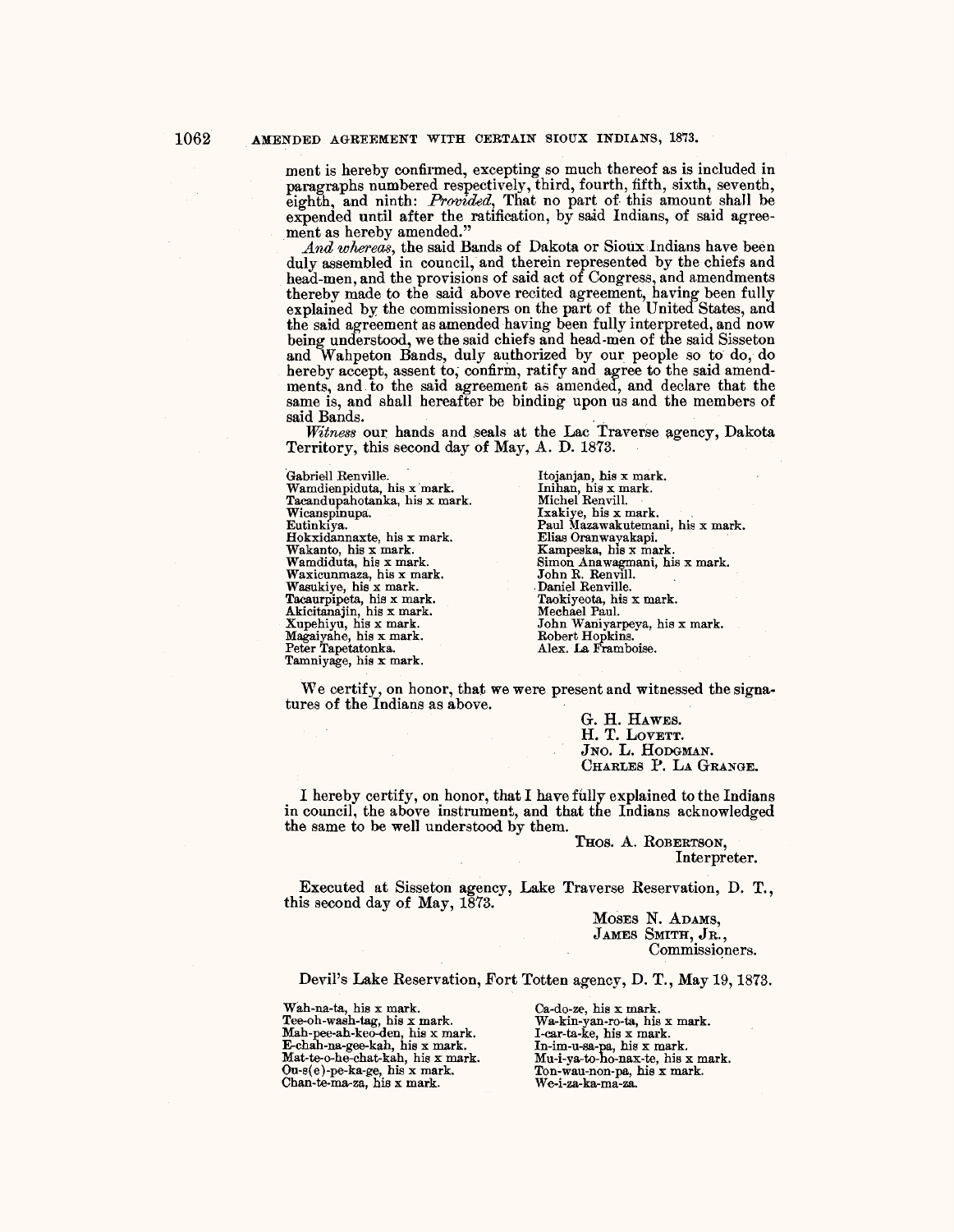ment is hereby confirmed, excepting so much thereof as is included in paragraphs numbered respectively, third, fourth, fifth, sixth, seventh, eighth, and ninth: *Provided*, That no part of this amount shall be expended until after the ratification, by said Indians, of said agreement as hereby amended."

*And whereas*, the said Bands of Dakota or Sioux Indians have been duly assembled in council, and therein represented by the chiefs and head-men, and the provisions of said act of Congress, and amendments thereby made to the said above recited agreement, having been fully explained by the commissioners on the part of the United States, and the said agreement as amended having been fully interpreted, and now being understood, we the said chiefs and head-men of the said Sisseton and Wahpeton Bands, duly authorized by our people so to do, do hereby accept, assent to, confirm, ratify and agree to the said amendments, and to the said agreement as amended, and declare that the same is, and shall hereafter be binding upon us and the members of said Bands.

*Witness* our hands and seals at the Lac Traverse agency, Dakota Territory, this second day of May, A. D. 1873.

Gabriell Renville.
Wamdienpiduta, his x mark.
Tacandupahotanka, his x mark.
Wicanspinupa.
Eutinkiya.
Hokxidannaxte, his x mark.
Wakanto, his x mark.
Wamdiduta, his x mark.
Waxicunmaza, his x mark.
Wasukiye, his x mark.
Tacaurpipeta, his x mark.
Akicitanajin, his x mark.
Xupehiyu, his x mark.
Magaiyahe, his x mark.
Peter Tapetatonka.
Tamniyage, his x mark.
Itojanjan, his x mark.
Inihan, his x mark.
Michel Renvill.
Ixakiye, his x mark.
Paul Mazawakutemani, his x mark.
Elias Oranwayakapi.
Kampeska, his x mark.
Simon Anawagmani, his x mark.
John R. Renvill.
Daniel Renville.
Taokiyeota, his x mark.
Mechael Paul.
John Waniyarpeya, his x mark.
Robert Hopkins.
Alex. La Framboise.

We certify, on honor, that we were present and witnessed the signatures of the Indians as above.

G. H. Hawes.
H. T. Lovett.
Jno. L. Hodgman.
Charles P. La Grange.

I hereby certify, on honor, that I have fully explained to the Indians in council, the above instrument, and that the Indians acknowledged the same to be well understood by them.

Thos. A. Robertson,
Interpreter.

Executed at Sisseton agency, Lake Traverse Reservation, D. T., this second day of May, 1873.

Moses N. Adams,
James Smith, Jr.,
Commissioners.

Devil's Lake Reservation, Fort Totten agency, D. T., May 19, 1873.

Wah-na-ta, his x mark.
Tee-oh-wash-tag, his x mark.
Mah-pee-ah-keo-den, his x mark.
E-chah-na-gee-kah, his x mark.
Mat-te-o-he-chat-kah, his x mark.
Ou-s(e)-pe-ka-ge, his x mark.
Chan-te-ma-za, his x mark.
Ca-do-ze, his x mark.
Wa-kin-yan-ro-ta, his x mark.
I-car-ta-ke, his x mark.
In-im-u-sa-pa, his x mark.
Mu-i-ya-to-ho-nax-te, his x mark.
Ton-wau-non-pa, his x mark.
We-i-za-ka-ma-za.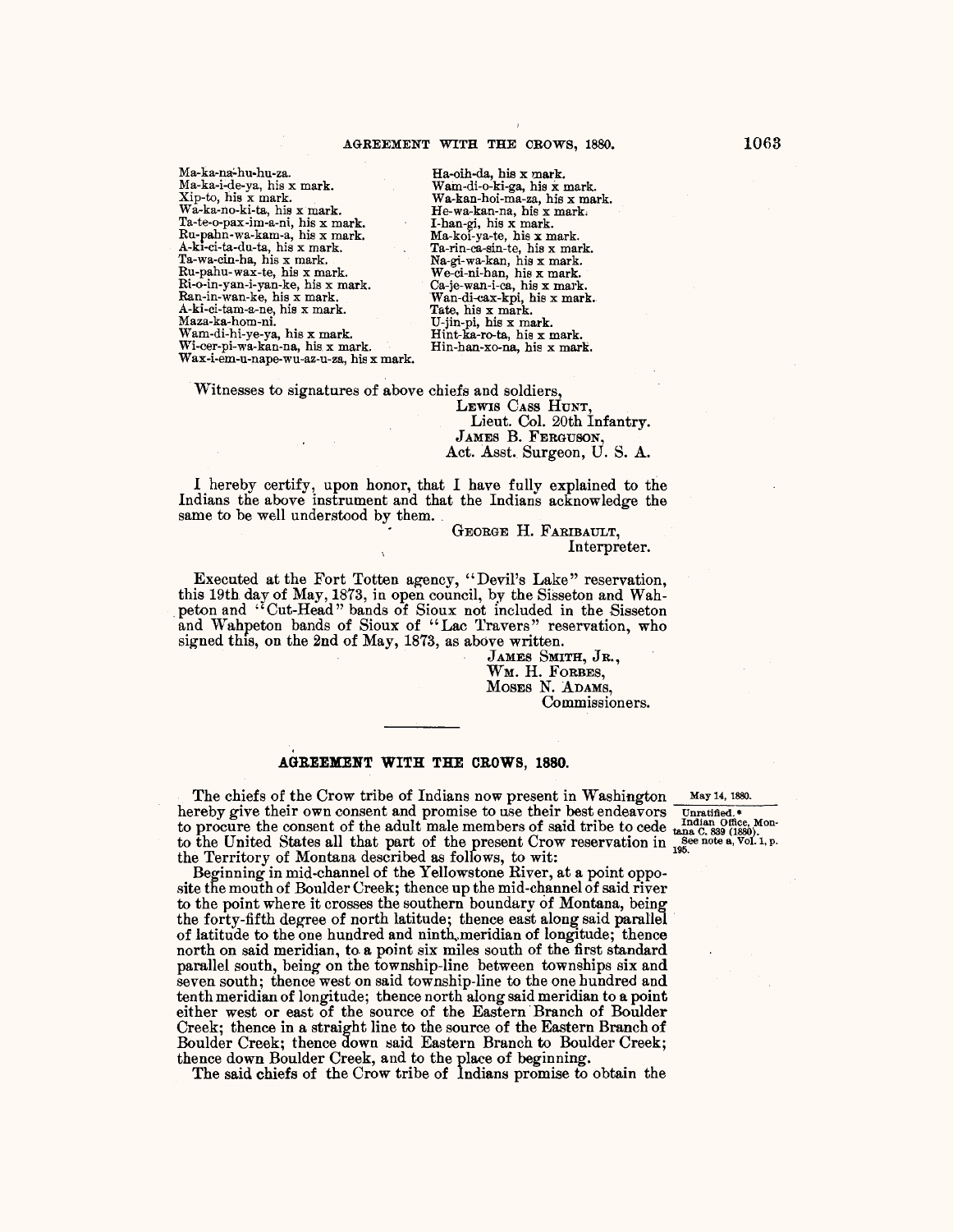Ma-ka-na-hu-hu-za.
Ma-ka-i-de-ya, his x mark.
Xip-to, his x mark.
Wa-ka-no-ki-ta, his x mark.
Ta-te-o-pax-im-a-ni, his x mark.
Ru-pahn-wa-kam-a, his x mark.
A-ki-ci-ta-du-ta, his x mark.
Ta-wa-cin-ha, his x mark.
Ru-pahu-wax-te, his x mark.
Ri-o-in-yan-i-yan-ke, his x mark.
Ran-in-wan-ke, his x mark.
A-ki-ci-tam-a-ne, his x mark.
Maza-ka-hom-ni.
Wam-di-hi-ye-ya, his x mark.
Wi-cer-pi-wa-kan-na, his x mark.
Wax-i-em-u-nape-wu-az-u-za, his x mark.
Ha-oih-da, his x mark.
Wam-di-o-ki-ga, his x mark.
Wa-kan-hoi-ma-za, his x mark.
He-wa-kan-na, his x mark.
I-han-gi, his x mark.
Ma-koi-ya-te, his x mark.
Ta-rin-ca-sin-te, his x mark.
Na-gi-wa-kan, his x mark.
We-ci-ni-han, his x mark.
Ca-je-wan-i-ca, his x mark.
Wan-di-cax-kpi, his x mark.
Tate, his x mark.
U-jin-pi, his x mark.
Hint-ka-ro-ta, his x mark.
Hin-han-xo-na, his x mark.

Witnesses to signatures of above chiefs and soldiers,

LEWIS CASS HUNT,
Lieut. Col. 20th Infantry.
JAMES B. FERGUSON,
Act. Asst. Surgeon, U. S. A.

I hereby certify, upon honor, that I have fully explained to the Indians the above instrument and that the Indians acknowledge the same to be well understood by them.

GEORGE H. FARIBAULT,
Interpreter.

Executed at the Fort Totten agency, "Devil's Lake" reservation, this 19th day of May, 1873, in open council, by the Sisseton and Wahpeton and "Cut-Head" bands of Sioux not included in the Sisseton and Wahpeton bands of Sioux of "Lac Travers" reservation, who signed this, on the 2nd of May, 1873, as above written.

JAMES SMITH, JR.,
WM. H. FORBES,
MOSES N. ADAMS,
Commissioners.

## AGREEMENT WITH THE CROWS, 1880.

May 14, 1880.

Unratified.*
Indian Office, Montana C. 839 (1880).
See note a, Vol. 1, p. 195.

The chiefs of the Crow tribe of Indians now present in Washington hereby give their own consent and promise to use their best endeavors to procure the consent of the adult male members of said tribe to cede to the United States all that part of the present Crow reservation in the Territory of Montana described as follows, to wit:

Beginning in mid-channel of the Yellowstone River, at a point opposite the mouth of Boulder Creek; thence up the mid-channel of said river to the point where it crosses the southern boundary of Montana, being the forty-fifth degree of north latitude; thence east along said parallel of latitude to the one hundred and ninth meridian of longitude; thence north on said meridian, to a point six miles south of the first standard parallel south, being on the township-line between townships six and seven south; thence west on said township-line to the one hundred and tenth meridian of longitude; thence north along said meridian to a point either west or east of the source of the Eastern Branch of Boulder Creek; thence in a straight line to the source of the Eastern Branch of Boulder Creek; thence down said Eastern Branch to Boulder Creek; thence down Boulder Creek, and to the place of beginning.

The said chiefs of the Crow tribe of Indians promise to obtain the